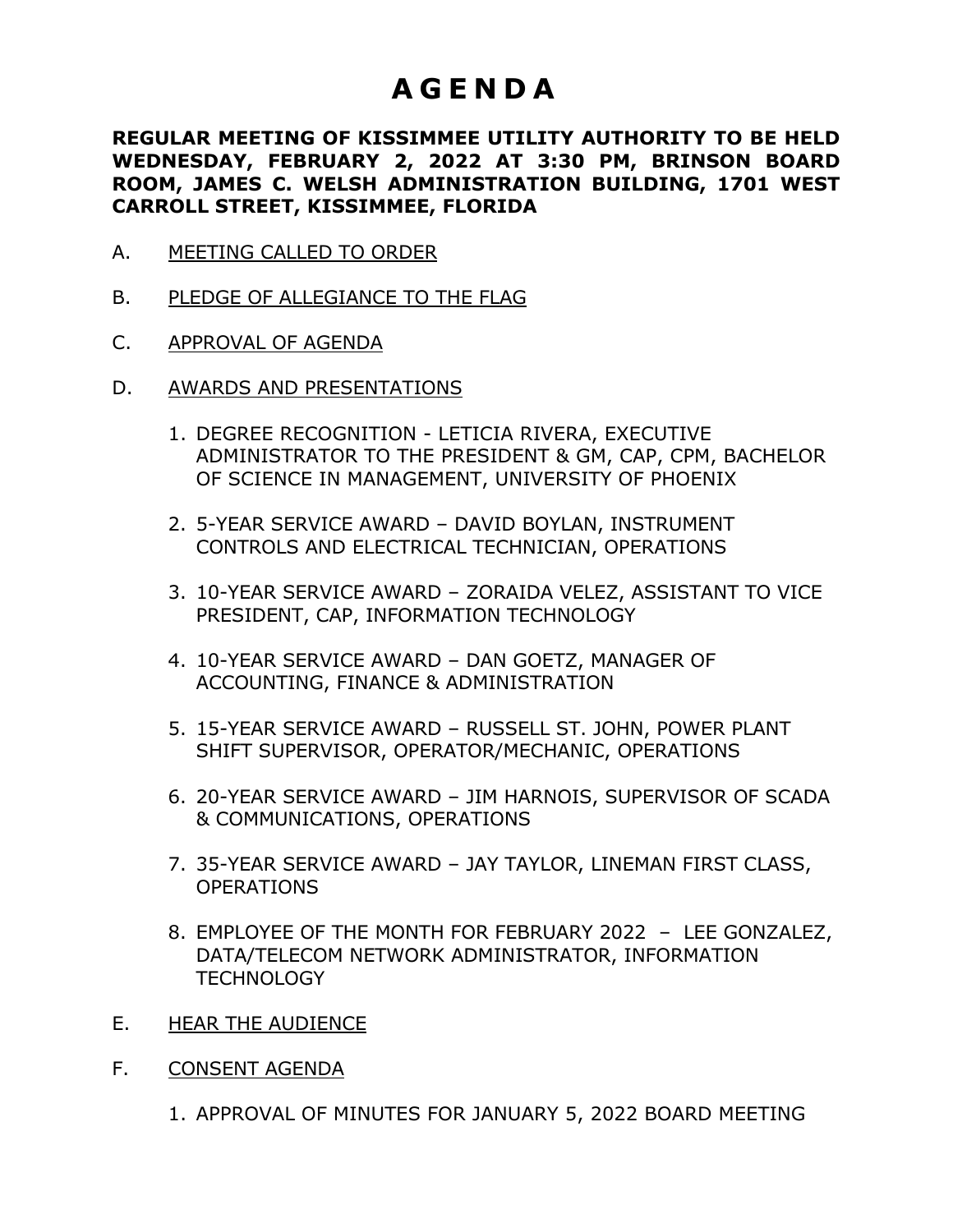# A G E N D A

**REGULAR MEETING OF KISSIMMEE UTILITY AUTHORITY TO BE HELD WEDNESDAY, FEBRUARY 2, 2022 AT 3:30 PM, BRINSON BOARD ROOM, JAMES C. WELSH ADMINISTRATION BUILDING, 1701 WEST CARROLL STREET, KISSIMMEE, FLORIDA**

A. MEETING CALLED TO ORDER

B. PLEDGE OF ALLEGIANCE TO THE FLAG

C. APPROVAL OF AGENDA

D. AWARDS AND PRESENTATIONS

1. DEGREE RECOGNITION - LETICIA RIVERA, EXECUTIVE ADMINISTRATOR TO THE PRESIDENT & GM, CAP, CPM, BACHELOR OF SCIENCE IN MANAGEMENT, UNIVERSITY OF PHOENIX
2. 5-YEAR SERVICE AWARD – DAVID BOYLAN, INSTRUMENT CONTROLS AND ELECTRICAL TECHNICIAN, OPERATIONS
3. 10-YEAR SERVICE AWARD – ZORAIDA VELEZ, ASSISTANT TO VICE PRESIDENT, CAP, INFORMATION TECHNOLOGY
4. 10-YEAR SERVICE AWARD – DAN GOETZ, MANAGER OF ACCOUNTING, FINANCE & ADMINISTRATION
5. 15-YEAR SERVICE AWARD – RUSSELL ST. JOHN, POWER PLANT SHIFT SUPERVISOR, OPERATOR/MECHANIC, OPERATIONS
6. 20-YEAR SERVICE AWARD – JIM HARNOIS, SUPERVISOR OF SCADA & COMMUNICATIONS, OPERATIONS
7. 35-YEAR SERVICE AWARD – JAY TAYLOR, LINEMAN FIRST CLASS, OPERATIONS
8. EMPLOYEE OF THE MONTH FOR FEBRUARY 2022 – LEE GONZALEZ, DATA/TELECOM NETWORK ADMINISTRATOR, INFORMATION TECHNOLOGY

E. HEAR THE AUDIENCE

F. CONSENT AGENDA

1. APPROVAL OF MINUTES FOR JANUARY 5, 2022 BOARD MEETING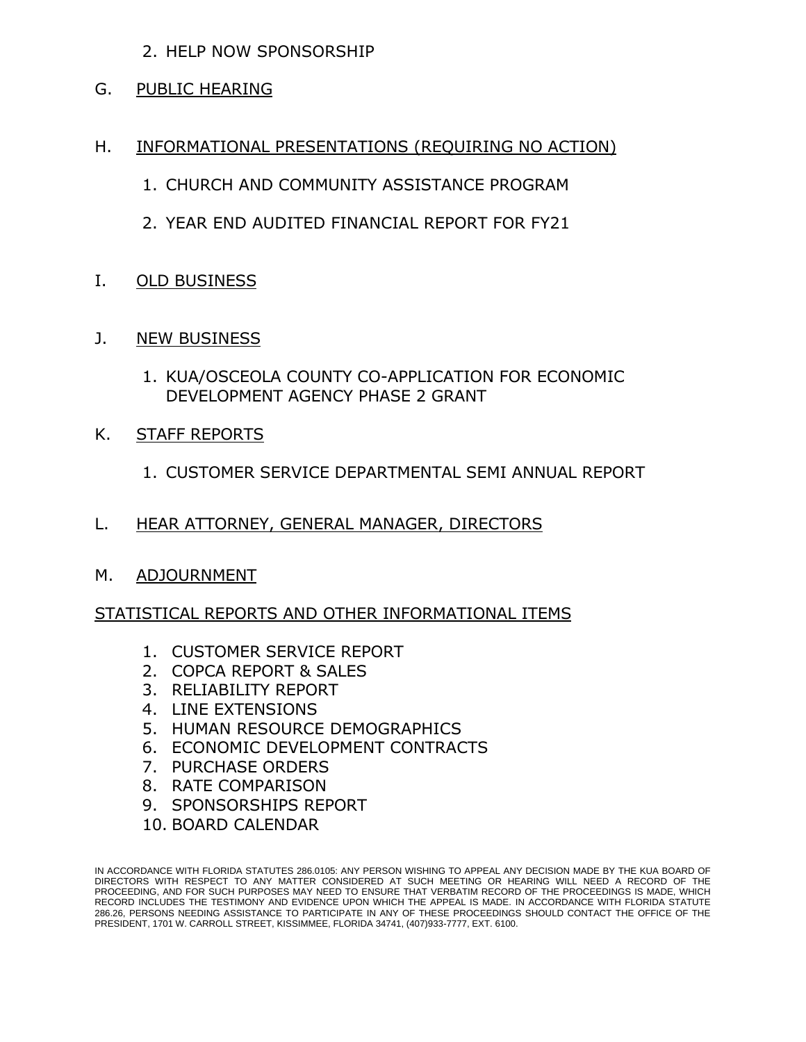2. HELP NOW SPONSORSHIP

G. PUBLIC HEARING

H. INFORMATIONAL PRESENTATIONS (REQUIRING NO ACTION)

1. CHURCH AND COMMUNITY ASSISTANCE PROGRAM
2. YEAR END AUDITED FINANCIAL REPORT FOR FY21

I. OLD BUSINESS

J. NEW BUSINESS

1. KUA/OSCEOLA COUNTY CO-APPLICATION FOR ECONOMIC DEVELOPMENT AGENCY PHASE 2 GRANT

K. STAFF REPORTS

1. CUSTOMER SERVICE DEPARTMENTAL SEMI ANNUAL REPORT

L. HEAR ATTORNEY, GENERAL MANAGER, DIRECTORS

M. ADJOURNMENT

STATISTICAL REPORTS AND OTHER INFORMATIONAL ITEMS

1. CUSTOMER SERVICE REPORT
2. COPCA REPORT & SALES
3. RELIABILITY REPORT
4. LINE EXTENSIONS
5. HUMAN RESOURCE DEMOGRAPHICS
6. ECONOMIC DEVELOPMENT CONTRACTS
7. PURCHASE ORDERS
8. RATE COMPARISON
9. SPONSORSHIPS REPORT
10. BOARD CALENDAR

IN ACCORDANCE WITH FLORIDA STATUTES 286.0105: ANY PERSON WISHING TO APPEAL ANY DECISION MADE BY THE KUA BOARD OF DIRECTORS WITH RESPECT TO ANY MATTER CONSIDERED AT SUCH MEETING OR HEARING WILL NEED A RECORD OF THE PROCEEDING, AND FOR SUCH PURPOSES MAY NEED TO ENSURE THAT VERBATIM RECORD OF THE PROCEEDINGS IS MADE, WHICH RECORD INCLUDES THE TESTIMONY AND EVIDENCE UPON WHICH THE APPEAL IS MADE. IN ACCORDANCE WITH FLORIDA STATUTE 286.26, PERSONS NEEDING ASSISTANCE TO PARTICIPATE IN ANY OF THESE PROCEEDINGS SHOULD CONTACT THE OFFICE OF THE PRESIDENT, 1701 W. CARROLL STREET, KISSIMMEE, FLORIDA 34741, (407)933-7777, EXT. 6100.